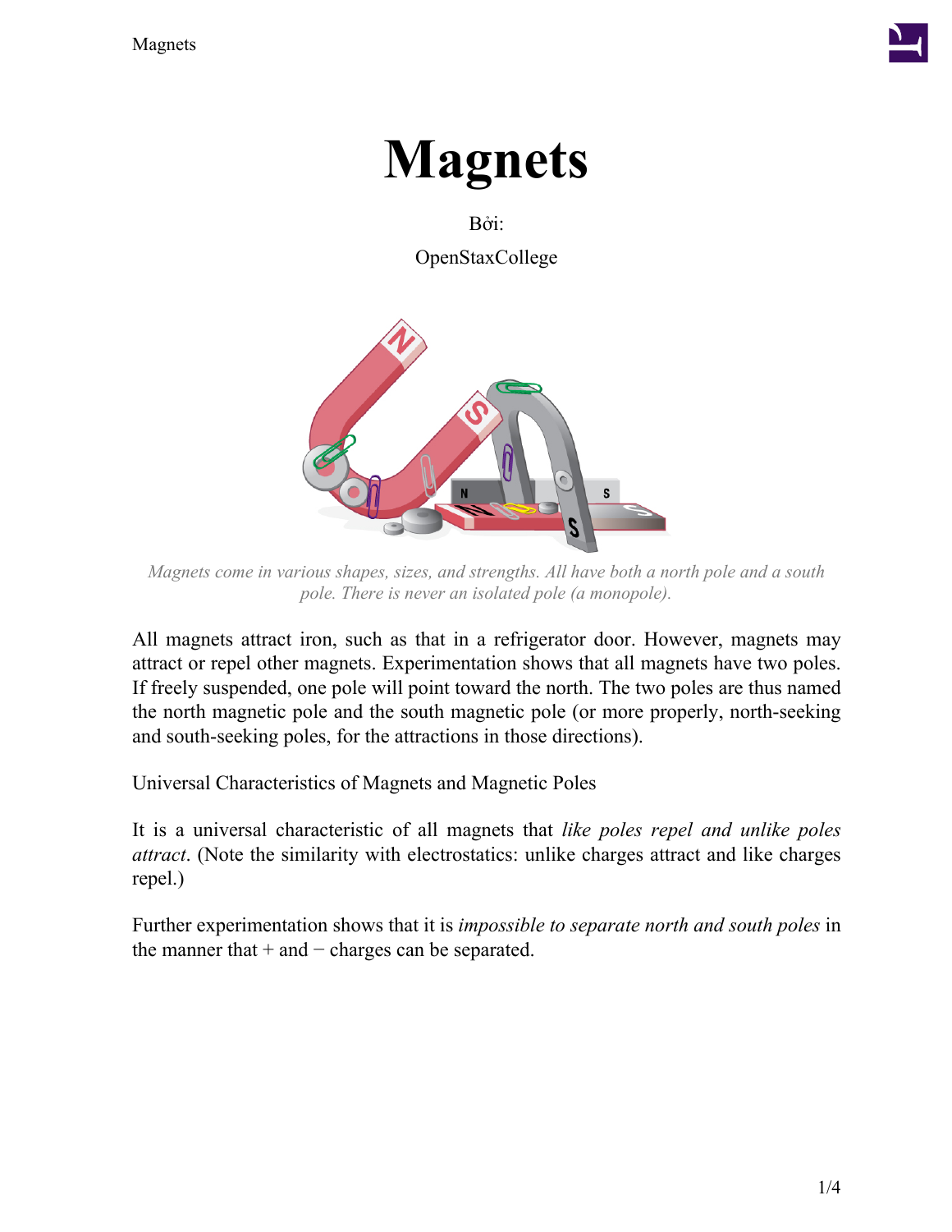# Magnets

Bởi:

OpenStaxCollege

*Magnets come in various shapes, sizes, and strengths. All have both a north pole and a south pole. There is never an isolated pole (a monopole).*

All magnets attract iron, such as that in a refrigerator door. However, magnets may attract or repel other magnets. Experimentation shows that all magnets have two poles. If freely suspended, one pole will point toward the north. The two poles are thus named the north magnetic pole and the south magnetic pole (or more properly, north-seeking and south-seeking poles, for the attractions in those directions).

Universal Characteristics of Magnets and Magnetic Poles

It is a universal characteristic of all magnets that *like poles repel and unlike poles attract*. (Note the similarity with electrostatics: unlike charges attract and like charges repel.)

Further experimentation shows that it is *impossible to separate north and south poles* in the manner that + and − charges can be separated.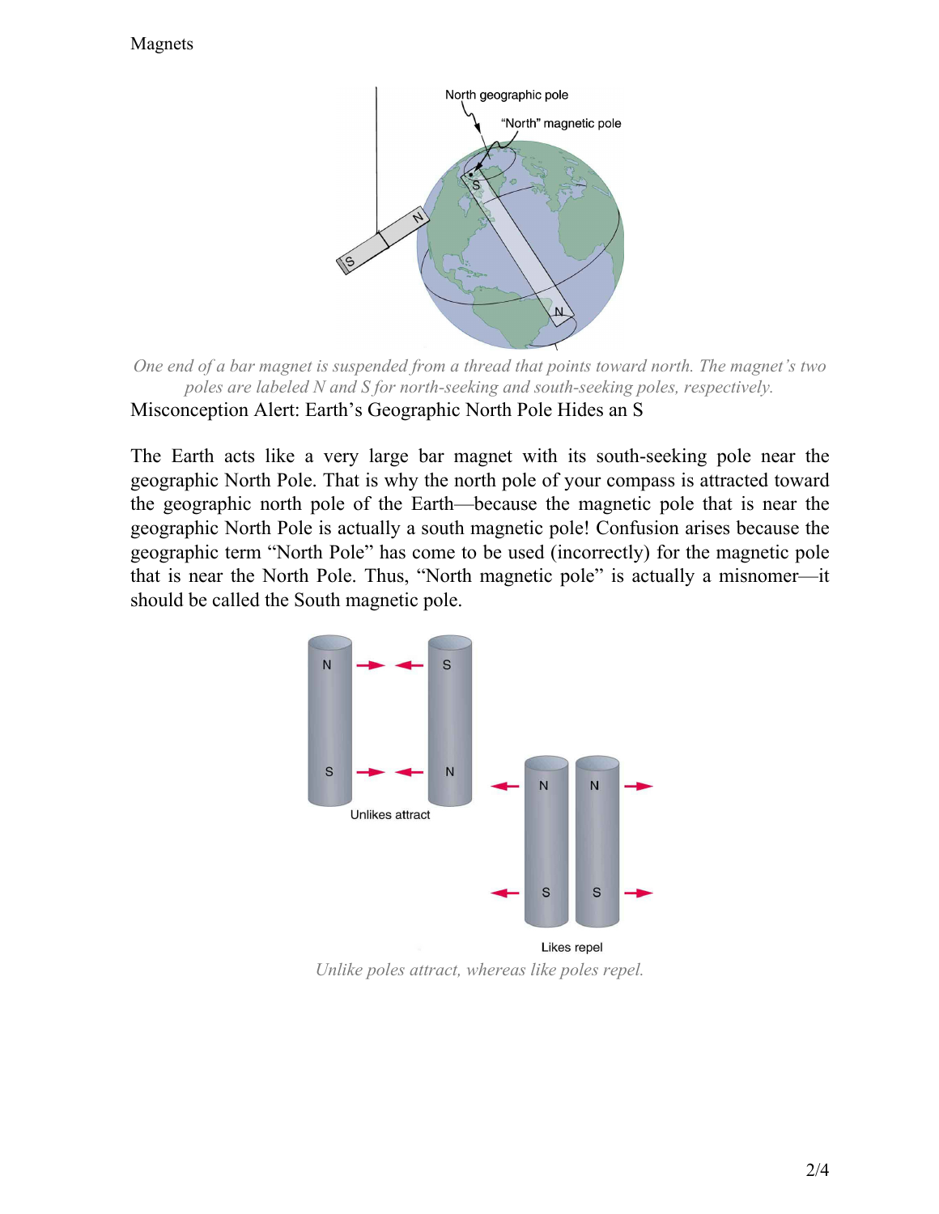*One end of a bar magnet is suspended from a thread that points toward north. The magnet's two poles are labeled N and S for north-seeking and south-seeking poles, respectively.*

Misconception Alert: Earth's Geographic North Pole Hides an S

The Earth acts like a very large bar magnet with its south-seeking pole near the geographic North Pole. That is why the north pole of your compass is attracted toward the geographic north pole of the Earth—because the magnetic pole that is near the geographic North Pole is actually a south magnetic pole! Confusion arises because the geographic term "North Pole" has come to be used (incorrectly) for the magnetic pole that is near the North Pole. Thus, "North magnetic pole" is actually a misnomer—it should be called the South magnetic pole.

*Unlike poles attract, whereas like poles repel.*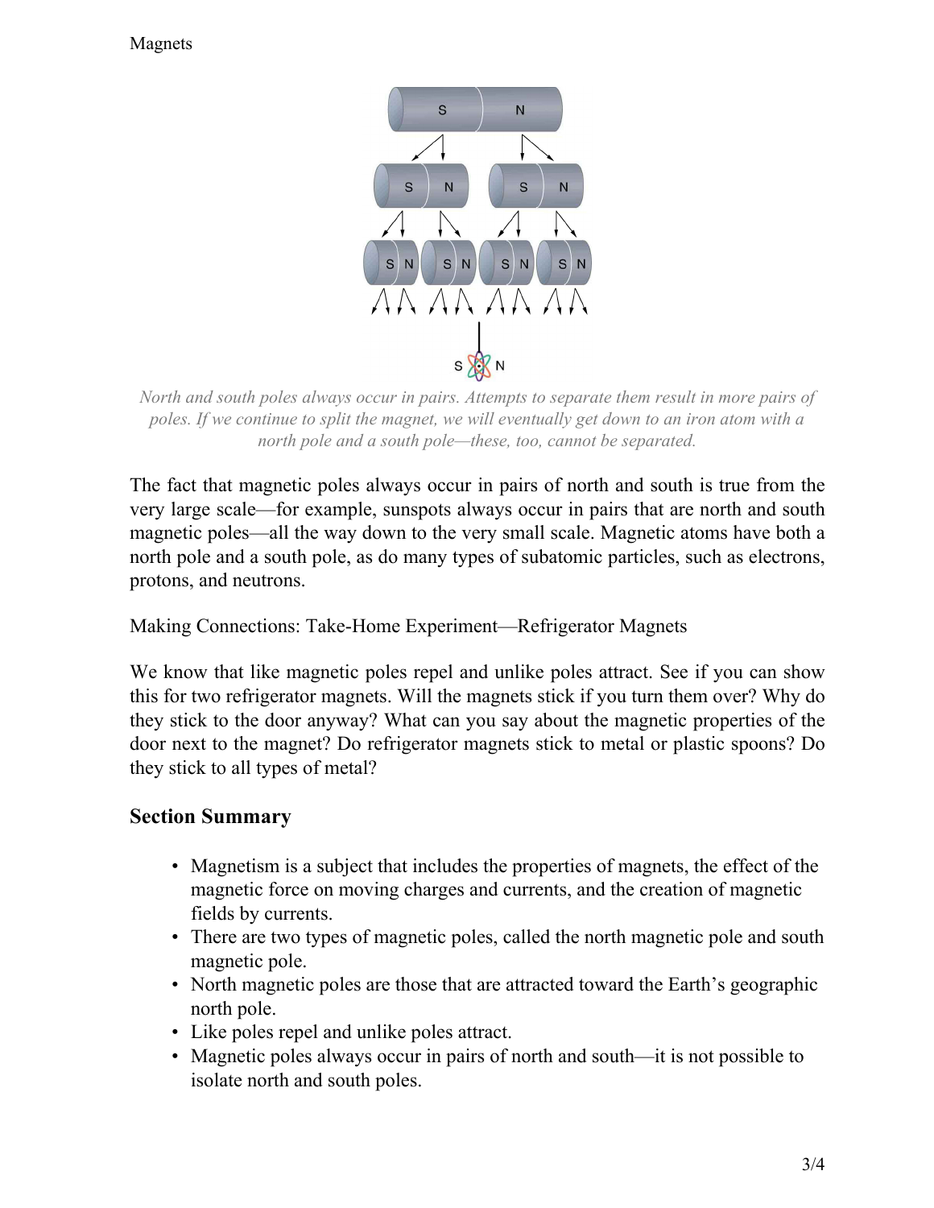*North and south poles always occur in pairs. Attempts to separate them result in more pairs of poles. If we continue to split the magnet, we will eventually get down to an iron atom with a north pole and a south pole—these, too, cannot be separated.*

The fact that magnetic poles always occur in pairs of north and south is true from the very large scale—for example, sunspots always occur in pairs that are north and south magnetic poles—all the way down to the very small scale. Magnetic atoms have both a north pole and a south pole, as do many types of subatomic particles, such as electrons, protons, and neutrons.

Making Connections: Take-Home Experiment—Refrigerator Magnets

We know that like magnetic poles repel and unlike poles attract. See if you can show this for two refrigerator magnets. Will the magnets stick if you turn them over? Why do they stick to the door anyway? What can you say about the magnetic properties of the door next to the magnet? Do refrigerator magnets stick to metal or plastic spoons? Do they stick to all types of metal?

## Section Summary

- Magnetism is a subject that includes the properties of magnets, the effect of the magnetic force on moving charges and currents, and the creation of magnetic fields by currents.
- There are two types of magnetic poles, called the north magnetic pole and south magnetic pole.
- North magnetic poles are those that are attracted toward the Earth's geographic north pole.
- Like poles repel and unlike poles attract.
- Magnetic poles always occur in pairs of north and south—it is not possible to isolate north and south poles.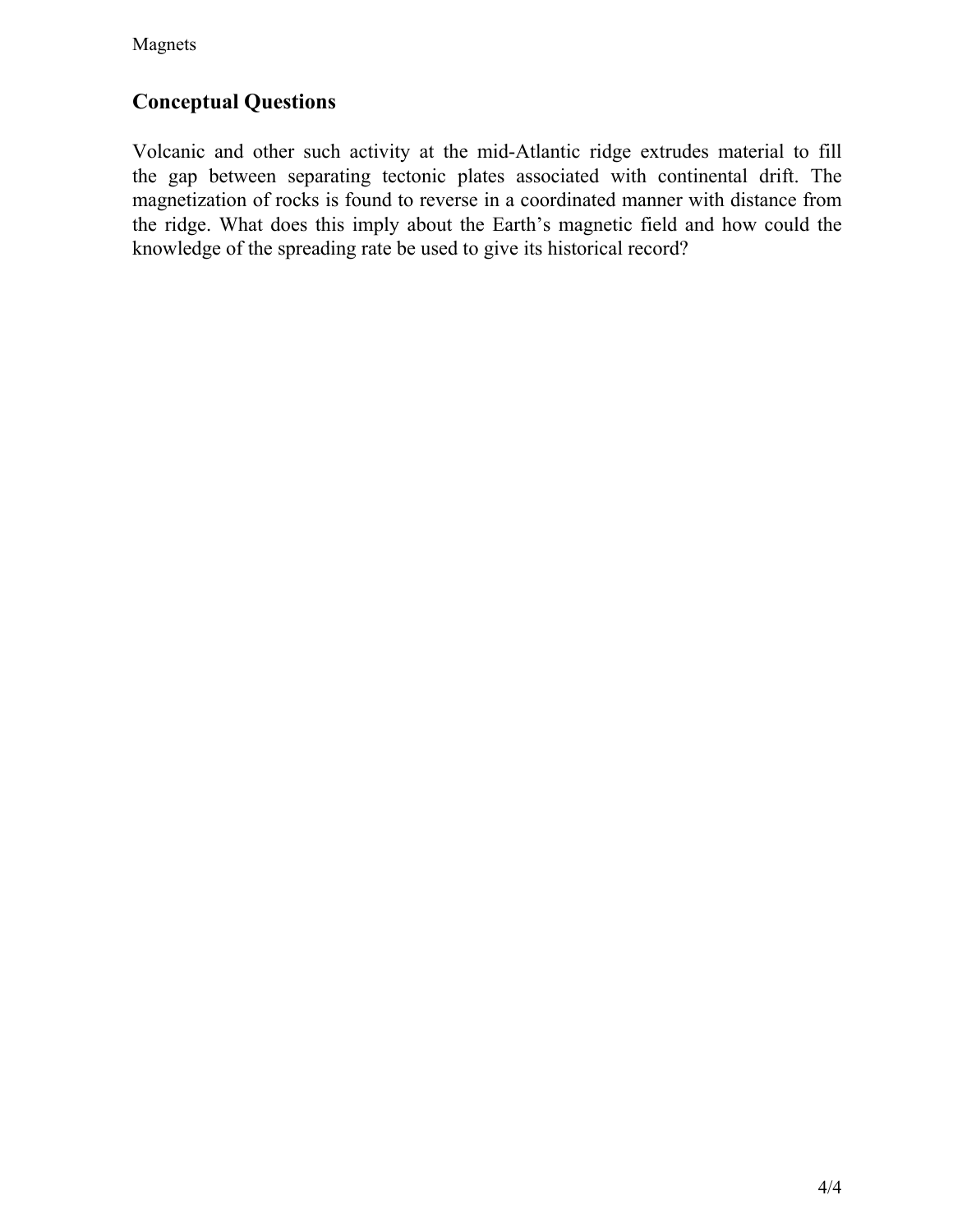## Conceptual Questions

Volcanic and other such activity at the mid-Atlantic ridge extrudes material to fill the gap between separating tectonic plates associated with continental drift. The magnetization of rocks is found to reverse in a coordinated manner with distance from the ridge. What does this imply about the Earth's magnetic field and how could the knowledge of the spreading rate be used to give its historical record?